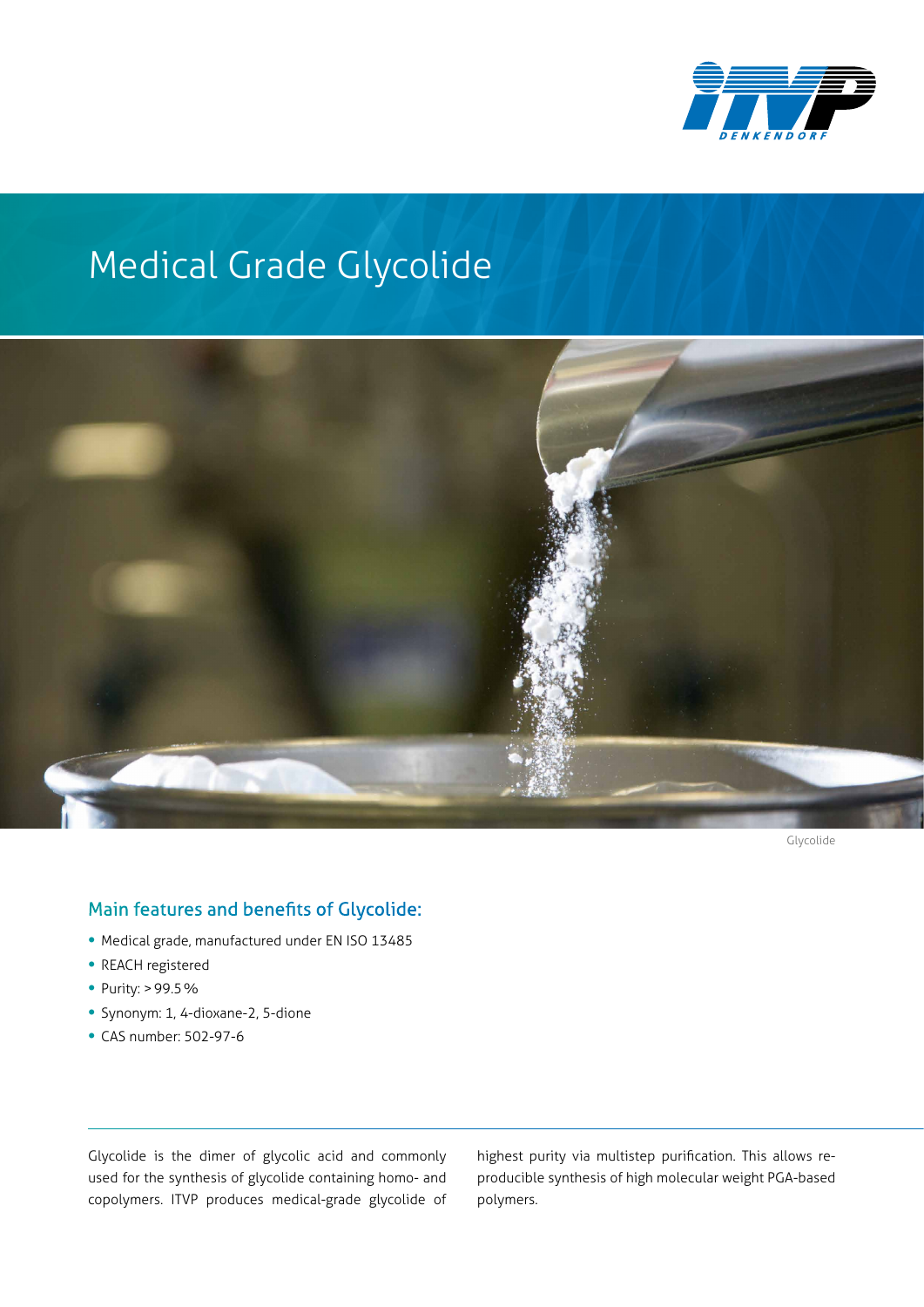# Medical Grade Glycolide

Glycolide

## Main features and benefits of Glycolide:

- Medical grade, manufactured under EN ISO 13485
- REACH registered
- Purity: > 99.5 %
- Synonym: 1, 4-dioxane-2, 5-dione
- CAS number: 502-97-6

Glycolide is the dimer of glycolic acid and commonly used for the synthesis of glycolide containing homo- and copolymers. ITVP produces medical-grade glycolide of highest purity via multistep purification. This allows reproducible synthesis of high molecular weight PGA-based polymers.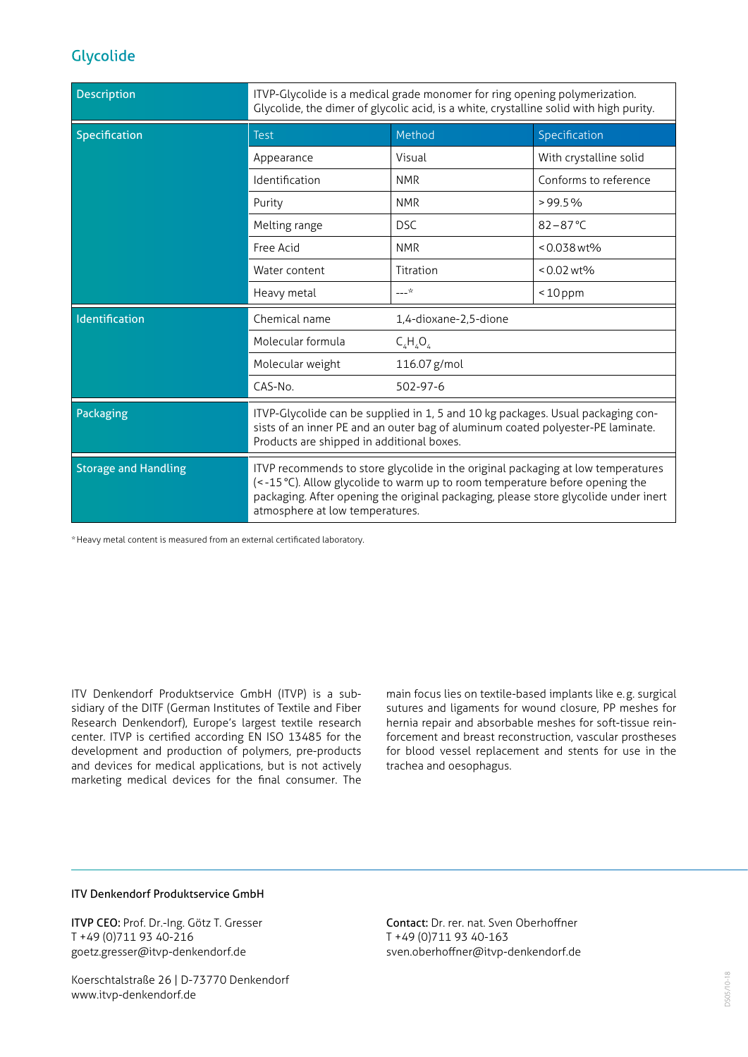## Glycolide

| | | | |
|---|---|---|---|
| **Description** | ITVP-Glycolide is a medical grade monomer for ring opening polymerization. Glycolide, the dimer of glycolic acid, is a white, crystalline solid with high purity. | | |
| **Specification** | Test | Method | Specification |
| | Appearance | Visual | With crystalline solid |
| | Identification | NMR | Conforms to reference |
| | Purity | NMR | > 99.5 % |
| | Melting range | DSC | 82 – 87 °C |
| | Free Acid | NMR | < 0.038 wt% |
| | Water content | Titration | < 0.02 wt% |
| | Heavy metal | ---* | < 10 ppm |
| **Identification** | Chemical name | 1,4-dioxane-2,5-dione | |
| | Molecular formula | $C_4H_4O_4$ | |
| | Molecular weight | 116.07 g/mol | |
| | CAS-No. | 502-97-6 | |
| **Packaging** | ITVP-Glycolide can be supplied in 1, 5 and 10 kg packages. Usual packaging consists of an inner PE and an outer bag of aluminum coated polyester-PE laminate. Products are shipped in additional boxes. | | |
| **Storage and Handling** | ITVP recommends to store glycolide in the original packaging at low temperatures (< -15 °C). Allow glycolide to warm up to room temperature before opening the packaging. After opening the original packaging, please store glycolide under inert atmosphere at low temperatures. | | |

* Heavy metal content is measured from an external certificated laboratory.

ITV Denkendorf Produktservice GmbH (ITVP) is a subsidiary of the DITF (German Institutes of Textile and Fiber Research Denkendorf), Europe's largest textile research center. ITVP is certified according EN ISO 13485 for the development and production of polymers, pre-products and devices for medical applications, but is not actively marketing medical devices for the final consumer. The main focus lies on textile-based implants like e. g. surgical sutures and ligaments for wound closure, PP meshes for hernia repair and absorbable meshes for soft-tissue reinforcement and breast reconstruction, vascular prostheses for blood vessel replacement and stents for use in the trachea and oesophagus.

**ITV Denkendorf Produktservice GmbH**

**ITVP CEO:** Prof. Dr.-Ing. Götz T. Gresser
T +49 (0)711 93 40-216
goetz.gresser@itvp-denkendorf.de

**Contact:** Dr. rer. nat. Sven Oberhoffner
T +49 (0)711 93 40-163
sven.oberhoffner@itvp-denkendorf.de

Koerschtalstraße 26 | D-73770 Denkendorf
www.itvp-denkendorf.de

DS05/10-18